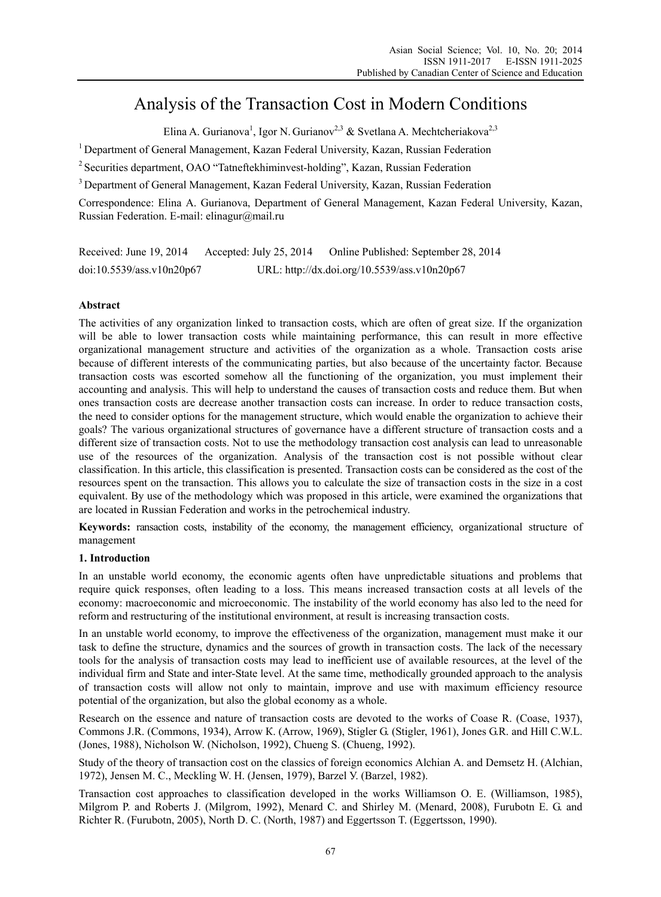# Analysis of the Transaction Cost in Modern Conditions

Elina A. Gurianova[1], Igor N. Gurianov[2,3] & Svetlana A. Mechtcheriakova[2,3]

[1] Department of General Management, Kazan Federal University, Kazan, Russian Federation

[2] Securities department, OAO "Tatneftekhiminvest-holding", Kazan, Russian Federation

[3] Department of General Management, Kazan Federal University, Kazan, Russian Federation

Correspondence: Elina A. Gurianova, Department of General Management, Kazan Federal University, Kazan, Russian Federation. E-mail: elinagur@mail.ru

Received: June 19, 2014 Accepted: July 25, 2014 Online Published: September 28, 2014

doi:10.5539/ass.v10n20p67 URL: http://dx.doi.org/10.5539/ass.v10n20p67

## Abstract

The activities of any organization linked to transaction costs, which are often of great size. If the organization will be able to lower transaction costs while maintaining performance, this can result in more effective organizational management structure and activities of the organization as a whole. Transaction costs arise because of different interests of the communicating parties, but also because of the uncertainty factor. Because transaction costs was escorted somehow all the functioning of the organization, you must implement their accounting and analysis. This will help to understand the causes of transaction costs and reduce them. But when ones transaction costs are decrease another transaction costs can increase. In order to reduce transaction costs, the need to consider options for the management structure, which would enable the organization to achieve their goals? The various organizational structures of governance have a different structure of transaction costs and a different size of transaction costs. Not to use the methodology transaction cost analysis can lead to unreasonable use of the resources of the organization. Analysis of the transaction cost is not possible without clear classification. In this article, this classification is presented. Transaction costs can be considered as the cost of the resources spent on the transaction. This allows you to calculate the size of transaction costs in the size in a cost equivalent. By use of the methodology which was proposed in this article, were examined the organizations that are located in Russian Federation and works in the petrochemical industry.

**Keywords:** ransaction costs, instability of the economy, the management efficiency, organizational structure of management

## 1. Introduction

In an unstable world economy, the economic agents often have unpredictable situations and problems that require quick responses, often leading to a loss. This means increased transaction costs at all levels of the economy: macroeconomic and microeconomic. The instability of the world economy has also led to the need for reform and restructuring of the institutional environment, at result is increasing transaction costs.

In an unstable world economy, to improve the effectiveness of the organization, management must make it our task to define the structure, dynamics and the sources of growth in transaction costs. The lack of the necessary tools for the analysis of transaction costs may lead to inefficient use of available resources, at the level of the individual firm and State and inter-State level. At the same time, methodically grounded approach to the analysis of transaction costs will allow not only to maintain, improve and use with maximum efficiency resource potential of the organization, but also the global economy as a whole.

Research on the essence and nature of transaction costs are devoted to the works of Coase R. (Coase, 1937), Commons J.R. (Commons, 1934), Arrow K. (Arrow, 1969), Stigler G. (Stigler, 1961), Jones G.R. and Hill C.W.L. (Jones, 1988), Nicholson W. (Nicholson, 1992), Chueng S. (Chueng, 1992).

Study of the theory of transaction cost on the classics of foreign economics Alchian A. and Demsetz H. (Alchian, 1972), Jensen M. C., Meckling W. H. (Jensen, 1979), Barzel Y. (Barzel, 1982).

Transaction cost approaches to classification developed in the works Williamson O. E. (Williamson, 1985), Milgrom P. and Roberts J. (Milgrom, 1992), Menard C. and Shirley M. (Menard, 2008), Furubotn E. G. and Richter R. (Furubotn, 2005), North D. C. (North, 1987) and Eggertsson T. (Eggertsson, 1990).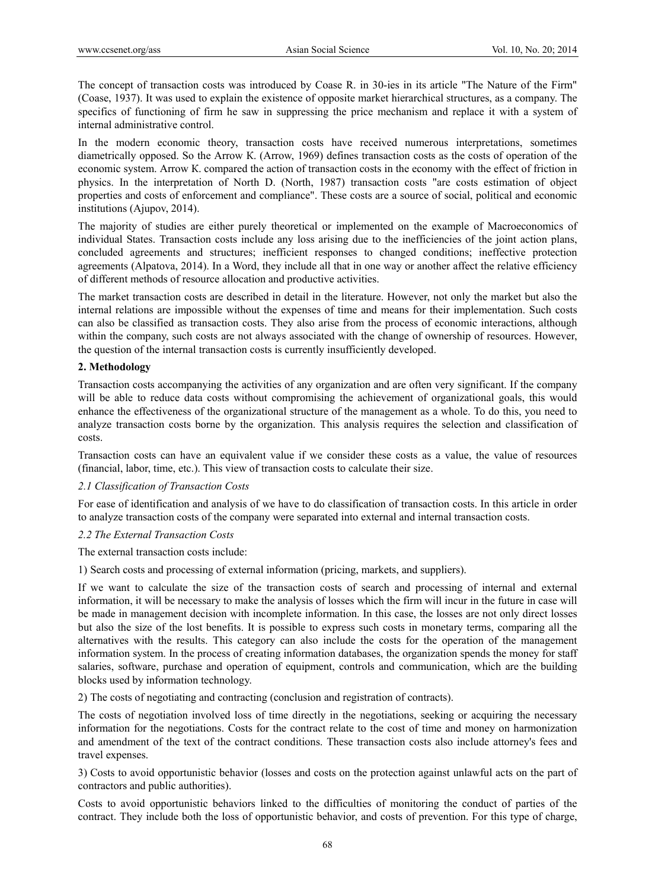The concept of transaction costs was introduced by Coase R. in 30-ies in its article "The Nature of the Firm" (Coase, 1937). It was used to explain the existence of opposite market hierarchical structures, as a company. The specifics of functioning of firm he saw in suppressing the price mechanism and replace it with a system of internal administrative control.

In the modern economic theory, transaction costs have received numerous interpretations, sometimes diametrically opposed. So the Arrow K. (Arrow, 1969) defines transaction costs as the costs of operation of the economic system. Arrow K. compared the action of transaction costs in the economy with the effect of friction in physics. In the interpretation of North D. (North, 1987) transaction costs "are costs estimation of object properties and costs of enforcement and compliance". These costs are a source of social, political and economic institutions (Ajupov, 2014).

The majority of studies are either purely theoretical or implemented on the example of Macroeconomics of individual States. Transaction costs include any loss arising due to the inefficiencies of the joint action plans, concluded agreements and structures; inefficient responses to changed conditions; ineffective protection agreements (Alpatova, 2014). In a Word, they include all that in one way or another affect the relative efficiency of different methods of resource allocation and productive activities.

The market transaction costs are described in detail in the literature. However, not only the market but also the internal relations are impossible without the expenses of time and means for their implementation. Such costs can also be classified as transaction costs. They also arise from the process of economic interactions, although within the company, such costs are not always associated with the change of ownership of resources. However, the question of the internal transaction costs is currently insufficiently developed.

## 2. Methodology

Transaction costs accompanying the activities of any organization and are often very significant. If the company will be able to reduce data costs without compromising the achievement of organizational goals, this would enhance the effectiveness of the organizational structure of the management as a whole. To do this, you need to analyze transaction costs borne by the organization. This analysis requires the selection and classification of costs.

Transaction costs can have an equivalent value if we consider these costs as a value, the value of resources (financial, labor, time, etc.). This view of transaction costs to calculate their size.

### *2.1 Classification of Transaction Costs*

For ease of identification and analysis of we have to do classification of transaction costs. In this article in order to analyze transaction costs of the company were separated into external and internal transaction costs.

### *2.2 The External Transaction Costs*

The external transaction costs include:

1) Search costs and processing of external information (pricing, markets, and suppliers).

If we want to calculate the size of the transaction costs of search and processing of internal and external information, it will be necessary to make the analysis of losses which the firm will incur in the future in case will be made in management decision with incomplete information. In this case, the losses are not only direct losses but also the size of the lost benefits. It is possible to express such costs in monetary terms, comparing all the alternatives with the results. This category can also include the costs for the operation of the management information system. In the process of creating information databases, the organization spends the money for staff salaries, software, purchase and operation of equipment, controls and communication, which are the building blocks used by information technology.

2) The costs of negotiating and contracting (conclusion and registration of contracts).

The costs of negotiation involved loss of time directly in the negotiations, seeking or acquiring the necessary information for the negotiations. Costs for the contract relate to the cost of time and money on harmonization and amendment of the text of the contract conditions. These transaction costs also include attorney's fees and travel expenses.

3) Costs to avoid opportunistic behavior (losses and costs on the protection against unlawful acts on the part of contractors and public authorities).

Costs to avoid opportunistic behaviors linked to the difficulties of monitoring the conduct of parties of the contract. They include both the loss of opportunistic behavior, and costs of prevention. For this type of charge,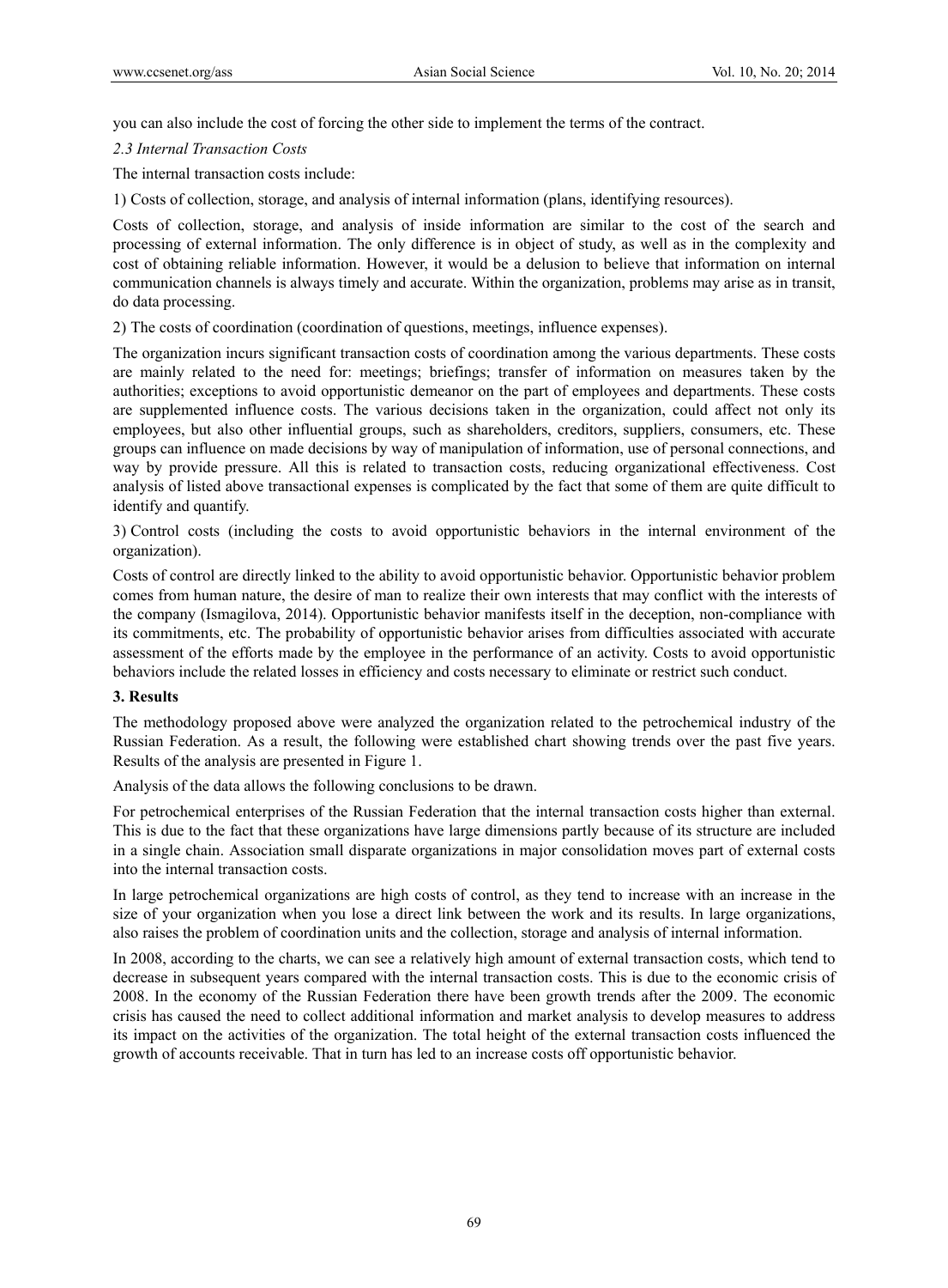you can also include the cost of forcing the other side to implement the terms of the contract.

### *2.3 Internal Transaction Costs*

The internal transaction costs include:

1) Costs of collection, storage, and analysis of internal information (plans, identifying resources).

Costs of collection, storage, and analysis of inside information are similar to the cost of the search and processing of external information. The only difference is in object of study, as well as in the complexity and cost of obtaining reliable information. However, it would be a delusion to believe that information on internal communication channels is always timely and accurate. Within the organization, problems may arise as in transit, do data processing.

2) The costs of coordination (coordination of questions, meetings, influence expenses).

The organization incurs significant transaction costs of coordination among the various departments. These costs are mainly related to the need for: meetings; briefings; transfer of information on measures taken by the authorities; exceptions to avoid opportunistic demeanor on the part of employees and departments. These costs are supplemented influence costs. The various decisions taken in the organization, could affect not only its employees, but also other influential groups, such as shareholders, creditors, suppliers, consumers, etc. These groups can influence on made decisions by way of manipulation of information, use of personal connections, and way by provide pressure. All this is related to transaction costs, reducing organizational effectiveness. Cost analysis of listed above transactional expenses is complicated by the fact that some of them are quite difficult to identify and quantify.

3) Control costs (including the costs to avoid opportunistic behaviors in the internal environment of the organization).

Costs of control are directly linked to the ability to avoid opportunistic behavior. Opportunistic behavior problem comes from human nature, the desire of man to realize their own interests that may conflict with the interests of the company (Ismagilova, 2014). Opportunistic behavior manifests itself in the deception, non-compliance with its commitments, etc. The probability of opportunistic behavior arises from difficulties associated with accurate assessment of the efforts made by the employee in the performance of an activity. Costs to avoid opportunistic behaviors include the related losses in efficiency and costs necessary to eliminate or restrict such conduct.

## 3. Results

The methodology proposed above were analyzed the organization related to the petrochemical industry of the Russian Federation. As a result, the following were established chart showing trends over the past five years. Results of the analysis are presented in Figure 1.

Analysis of the data allows the following conclusions to be drawn.

For petrochemical enterprises of the Russian Federation that the internal transaction costs higher than external. This is due to the fact that these organizations have large dimensions partly because of its structure are included in a single chain. Association small disparate organizations in major consolidation moves part of external costs into the internal transaction costs.

In large petrochemical organizations are high costs of control, as they tend to increase with an increase in the size of your organization when you lose a direct link between the work and its results. In large organizations, also raises the problem of coordination units and the collection, storage and analysis of internal information.

In 2008, according to the charts, we can see a relatively high amount of external transaction costs, which tend to decrease in subsequent years compared with the internal transaction costs. This is due to the economic crisis of 2008. In the economy of the Russian Federation there have been growth trends after the 2009. The economic crisis has caused the need to collect additional information and market analysis to develop measures to address its impact on the activities of the organization. The total height of the external transaction costs influenced the growth of accounts receivable. That in turn has led to an increase costs off opportunistic behavior.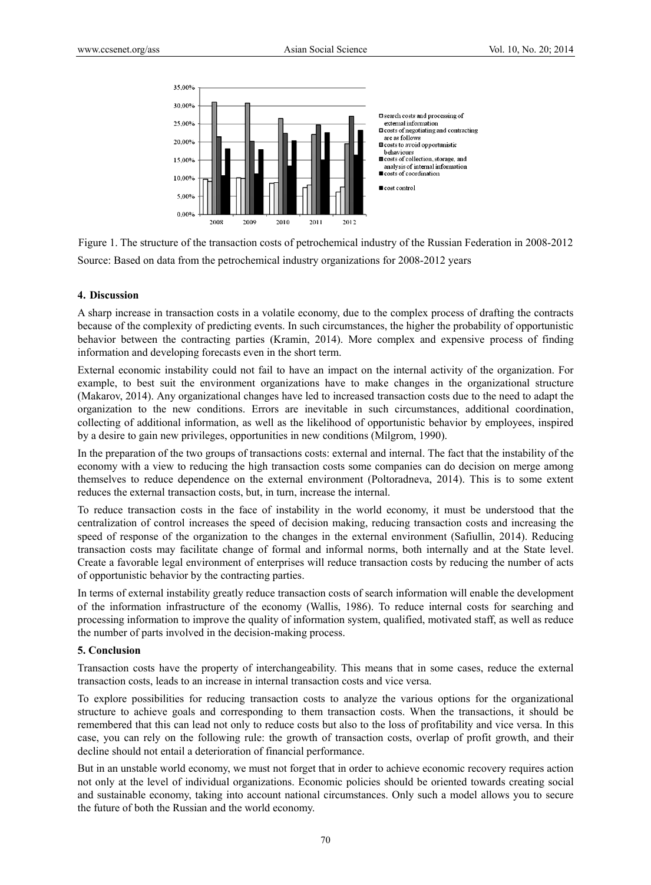Figure 1. The structure of the transaction costs of petrochemical industry of the Russian Federation in 2008-2012

Source: Based on data from the petrochemical industry organizations for 2008-2012 years

## 4. Discussion

A sharp increase in transaction costs in a volatile economy, due to the complex process of drafting the contracts because of the complexity of predicting events. In such circumstances, the higher the probability of opportunistic behavior between the contracting parties (Kramin, 2014). More complex and expensive process of finding information and developing forecasts even in the short term.

External economic instability could not fail to have an impact on the internal activity of the organization. For example, to best suit the environment organizations have to make changes in the organizational structure (Makarov, 2014). Any organizational changes have led to increased transaction costs due to the need to adapt the organization to the new conditions. Errors are inevitable in such circumstances, additional coordination, collecting of additional information, as well as the likelihood of opportunistic behavior by employees, inspired by a desire to gain new privileges, opportunities in new conditions (Milgrom, 1990).

In the preparation of the two groups of transactions costs: external and internal. The fact that the instability of the economy with a view to reducing the high transaction costs some companies can do decision on merge among themselves to reduce dependence on the external environment (Poltoradneva, 2014). This is to some extent reduces the external transaction costs, but, in turn, increase the internal.

To reduce transaction costs in the face of instability in the world economy, it must be understood that the centralization of control increases the speed of decision making, reducing transaction costs and increasing the speed of response of the organization to the changes in the external environment (Safiullin, 2014). Reducing transaction costs may facilitate change of formal and informal norms, both internally and at the State level. Create a favorable legal environment of enterprises will reduce transaction costs by reducing the number of acts of opportunistic behavior by the contracting parties.

In terms of external instability greatly reduce transaction costs of search information will enable the development of the information infrastructure of the economy (Wallis, 1986). To reduce internal costs for searching and processing information to improve the quality of information system, qualified, motivated staff, as well as reduce the number of parts involved in the decision-making process.

## 5. Conclusion

Transaction costs have the property of interchangeability. This means that in some cases, reduce the external transaction costs, leads to an increase in internal transaction costs and vice versa.

To explore possibilities for reducing transaction costs to analyze the various options for the organizational structure to achieve goals and corresponding to them transaction costs. When the transactions, it should be remembered that this can lead not only to reduce costs but also to the loss of profitability and vice versa. In this case, you can rely on the following rule: the growth of transaction costs, overlap of profit growth, and their decline should not entail a deterioration of financial performance.

But in an unstable world economy, we must not forget that in order to achieve economic recovery requires action not only at the level of individual organizations. Economic policies should be oriented towards creating social and sustainable economy, taking into account national circumstances. Only such a model allows you to secure the future of both the Russian and the world economy.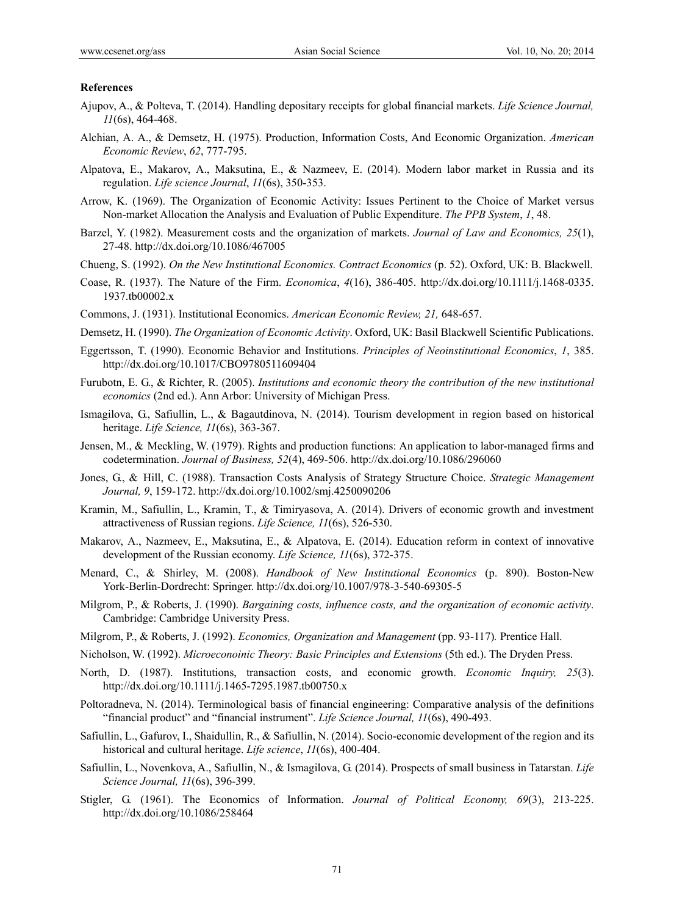**References**

Ajupov, A., & Polteva, T. (2014). Handling depositary receipts for global financial markets. *Life Science Journal, 11*(6s), 464-468.

Alchian, A. A., & Demsetz, H. (1975). Production, Information Costs, And Economic Organization. *American Economic Review*, *62*, 777-795.

Alpatova, E., Makarov, A., Maksutina, E., & Nazmeev, E. (2014). Modern labor market in Russia and its regulation. *Life science Journal*, *11*(6s), 350-353.

Arrow, K. (1969). The Organization of Economic Activity: Issues Pertinent to the Choice of Market versus Non-market Allocation the Analysis and Evaluation of Public Expenditure. *The PPB System*, *1*, 48.

Barzel, Y. (1982). Measurement costs and the organization of markets. *Journal of Law and Economics, 25*(1), 27-48. http://dx.doi.org/10.1086/467005

Chueng, S. (1992). *On the New Institutional Economics. Contract Economics* (p. 52). Oxford, UK: B. Blackwell.

Coase, R. (1937). The Nature of the Firm. *Economica*, *4*(16), 386-405. http://dx.doi.org/10.1111/j.1468-0335.1937.tb00002.x

Commons, J. (1931). Institutional Economics. *American Economic Review, 21,* 648-657.

Demsetz, H. (1990). *The Organization of Economic Activity*. Oxford, UK: Basil Blackwell Scientific Publications.

Eggertsson, T. (1990). Economic Behavior and Institutions. *Principles of Neoinstitutional Economics*, *1*, 385. http://dx.doi.org/10.1017/CBO9780511609404

Furubotn, E. G., & Richter, R. (2005). *Institutions and economic theory the contribution of the new institutional economics* (2nd ed.). Ann Arbor: University of Michigan Press.

Ismagilova, G., Safiullin, L., & Bagautdinova, N. (2014). Tourism development in region based on historical heritage. *Life Science, 11*(6s), 363-367.

Jensen, M., & Meckling, W. (1979). Rights and production functions: An application to labor-managed firms and codetermination. *Journal of Business, 52*(4), 469-506. http://dx.doi.org/10.1086/296060

Jones, G., & Hill, C. (1988). Transaction Costs Analysis of Strategy Structure Choice. *Strategic Management Journal, 9*, 159-172. http://dx.doi.org/10.1002/smj.4250090206

Kramin, M., Safiullin, L., Kramin, T., & Timiryasova, A. (2014). Drivers of economic growth and investment attractiveness of Russian regions. *Life Science, 11*(6s), 526-530.

Makarov, A., Nazmeev, E., Maksutina, E., & Alpatova, E. (2014). Education reform in context of innovative development of the Russian economy. *Life Science, 11*(6s), 372-375.

Menard, C., & Shirley, M. (2008). *Handbook of New Institutional Economics* (p. 890). Boston-New York-Berlin-Dordrecht: Springer. http://dx.doi.org/10.1007/978-3-540-69305-5

Milgrom, P., & Roberts, J. (1990). *Bargaining costs, influence costs, and the organization of economic activity*. Cambridge: Cambridge University Press.

Milgrom, P., & Roberts, J. (1992). *Economics, Organization and Management* (pp. 93-117)*.* Prentice Hall.

Nicholson, W. (1992). *Microeconoinic Theory: Basic Principles and Extensions* (5th ed.). The Dryden Press.

North, D. (1987). Institutions, transaction costs, and economic growth. *Economic Inquiry, 25*(3). http://dx.doi.org/10.1111/j.1465-7295.1987.tb00750.x

Poltoradneva, N. (2014). Terminological basis of financial engineering: Comparative analysis of the definitions "financial product" and "financial instrument". *Life Science Journal, 11*(6s), 490-493.

Safiullin, L., Gafurov, I., Shaidullin, R., & Safiullin, N. (2014). Socio-economic development of the region and its historical and cultural heritage. *Life science*, *11*(6s), 400-404.

Safiullin, L., Novenkova, A., Safiullin, N., & Ismagilova, G. (2014). Prospects of small business in Tatarstan. *Life Science Journal, 11*(6s), 396-399.

Stigler, G. (1961). The Economics of Information. *Journal of Political Economy, 69*(3), 213-225. http://dx.doi.org/10.1086/258464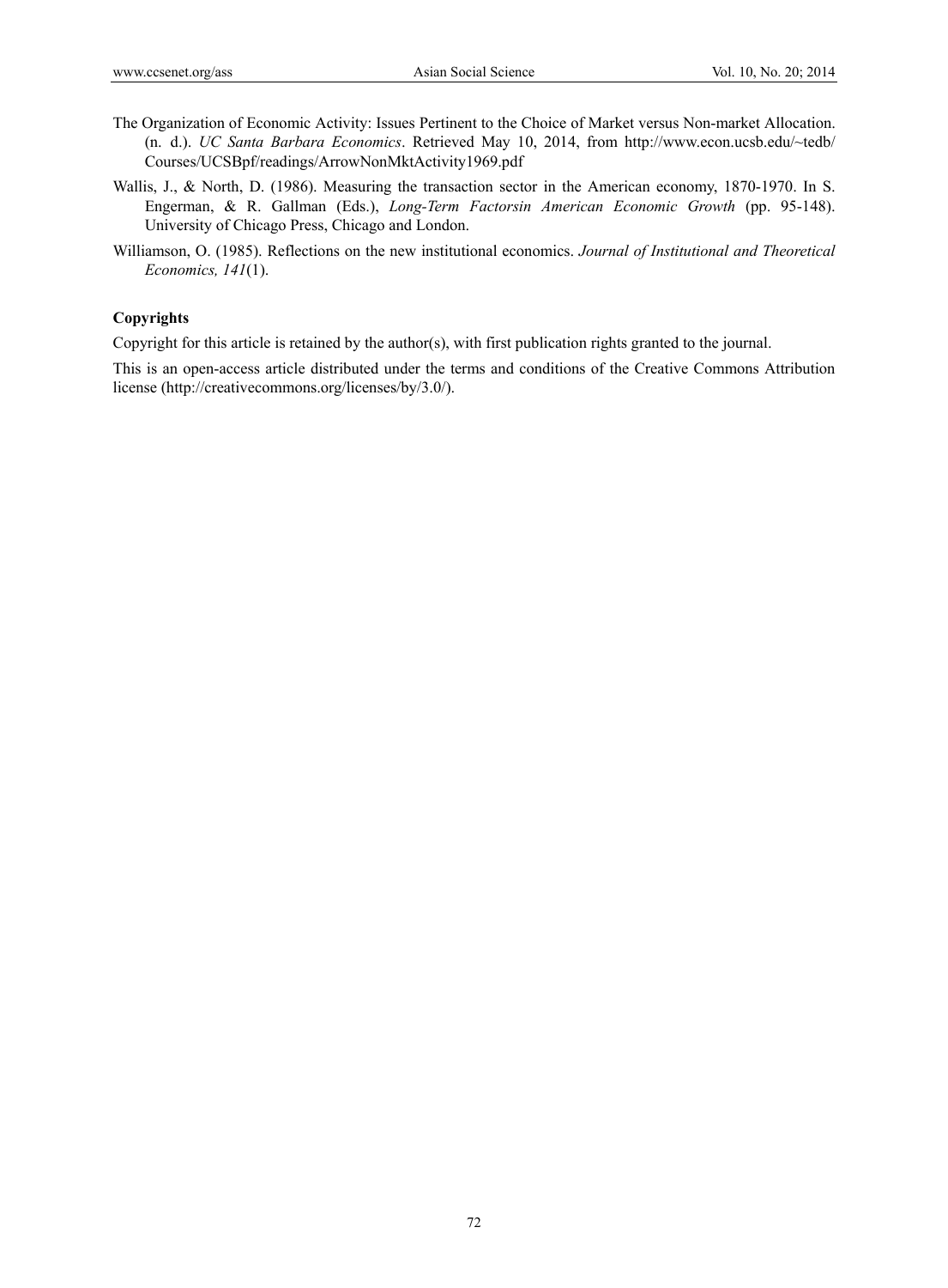The Organization of Economic Activity: Issues Pertinent to the Choice of Market versus Non-market Allocation. (n. d.). *UC Santa Barbara Economics*. Retrieved May 10, 2014, from http://www.econ.ucsb.edu/~tedb/Courses/UCSBpf/readings/ArrowNonMktActivity1969.pdf

Wallis, J., & North, D. (1986). Measuring the transaction sector in the American economy, 1870-1970. In S. Engerman, & R. Gallman (Eds.), *Long-Term Factorsin American Economic Growth* (pp. 95-148). University of Chicago Press, Chicago and London.

Williamson, O. (1985). Reflections on the new institutional economics. *Journal of Institutional and Theoretical Economics, 141*(1).

**Copyrights**

Copyright for this article is retained by the author(s), with first publication rights granted to the journal.

This is an open-access article distributed under the terms and conditions of the Creative Commons Attribution license (http://creativecommons.org/licenses/by/3.0/).